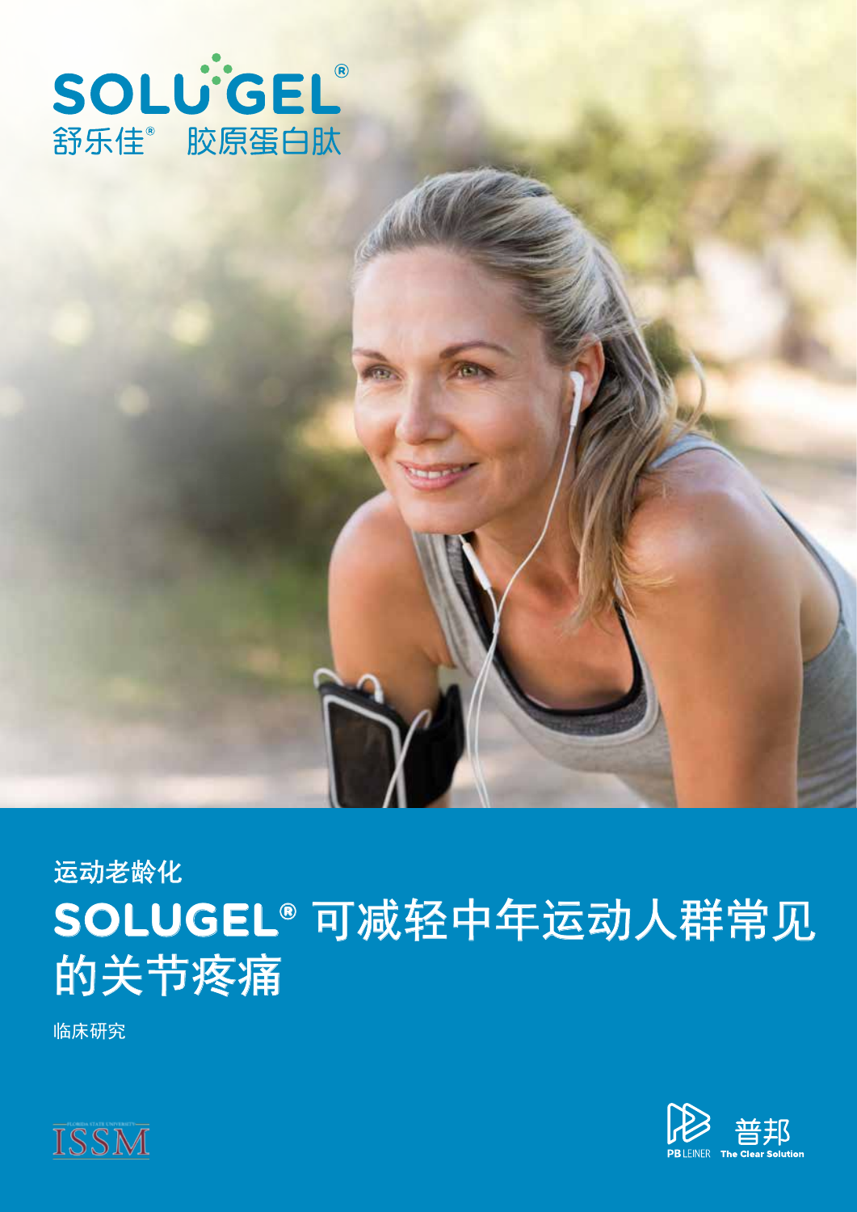SOLUGEL®
舒乐佳® 胶原蛋白肽

运动老龄化

# SOLUGEL® 可减轻中年运动人群常见的关节疼痛

临床研究

ISSM

普邦
PB LEINER The Clear Solution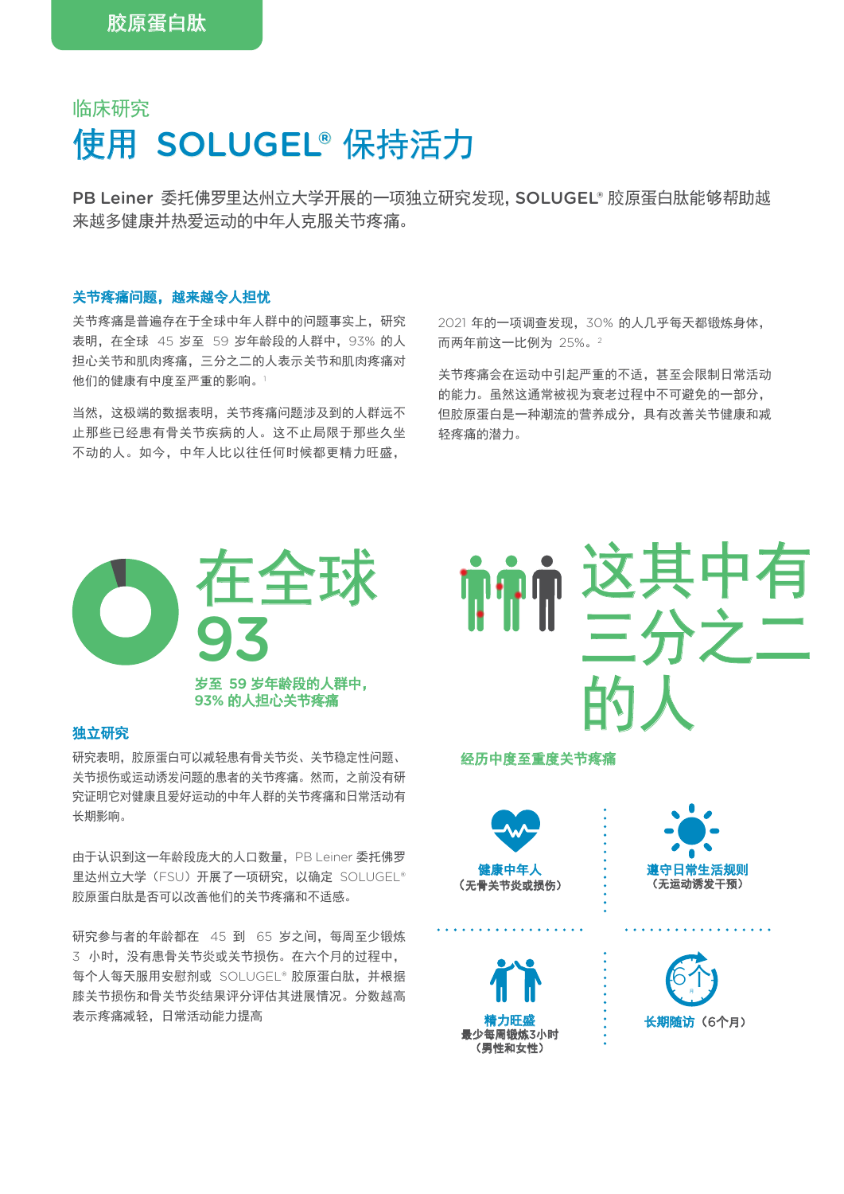胶原蛋白肽

临床研究

# 使用 SOLUGEL® 保持活力

PB Leiner 委托佛罗里达州立大学开展的一项独立研究发现，SOLUGEL® 胶原蛋白肽能够帮助越来越多健康并热爱运动的中年人克服关节疼痛。

### 关节疼痛问题，越来越令人担忧

关节疼痛是普遍存在于全球中年人群中的问题事实上，研究表明，在全球 45 岁至 59 岁年龄段的人群中，93% 的人担心关节和肌肉疼痛，三分之二的人表示关节和肌肉疼痛对他们的健康有中度至严重的影响。[1]

当然，这极端的数据表明，关节疼痛问题涉及到的人群远不止那些已经患有骨关节疾病的人。这不止局限于那些久坐不动的人。如今，中年人比以往任何时候都更精力旺盛，2021 年的一项调查发现，30% 的人几乎每天都锻炼身体，而两年前这一比例为 25%。[2]

关节疼痛会在运动中引起严重的不适，甚至会限制日常活动的能力。虽然这通常被视为衰老过程中不可避免的一部分，但胶原蛋白是一种潮流的营养成分，具有改善关节健康和减轻疼痛的潜力。

在全球 93

岁至 59 岁年龄段的人群中，93% 的人担心关节疼痛

这其中有三分之二的人

经历中度至重度关节疼痛

### 独立研究

研究表明，胶原蛋白可以减轻患有骨关节炎、关节稳定性问题、关节损伤或运动诱发问题的患者的关节疼痛。然而，之前没有研究证明它对健康且爱好运动的中年人群的关节疼痛和日常活动有长期影响。

由于认识到这一年龄段庞大的人口数量，PB Leiner 委托佛罗里达州立大学（FSU）开展了一项研究，以确定 SOLUGEL® 胶原蛋白肽是否可以改善他们的关节疼痛和不适感。

研究参与者的年龄都在 45 到 65 岁之间，每周至少锻炼 3 小时，没有患骨关节炎或关节损伤。在六个月的过程中，每个人每天服用安慰剂或 SOLUGEL® 胶原蛋白肽，并根据膝关节损伤和骨关节炎结果评分评估其进展情况。分数越高表示疼痛减轻，日常活动能力提高

**健康中年人**
（无骨关节炎或损伤）

**遵守日常生活规则**
（无运动诱发干预）

**精力旺盛**
最少每周锻炼3小时
（男性和女性）

**长期随访**（6个月）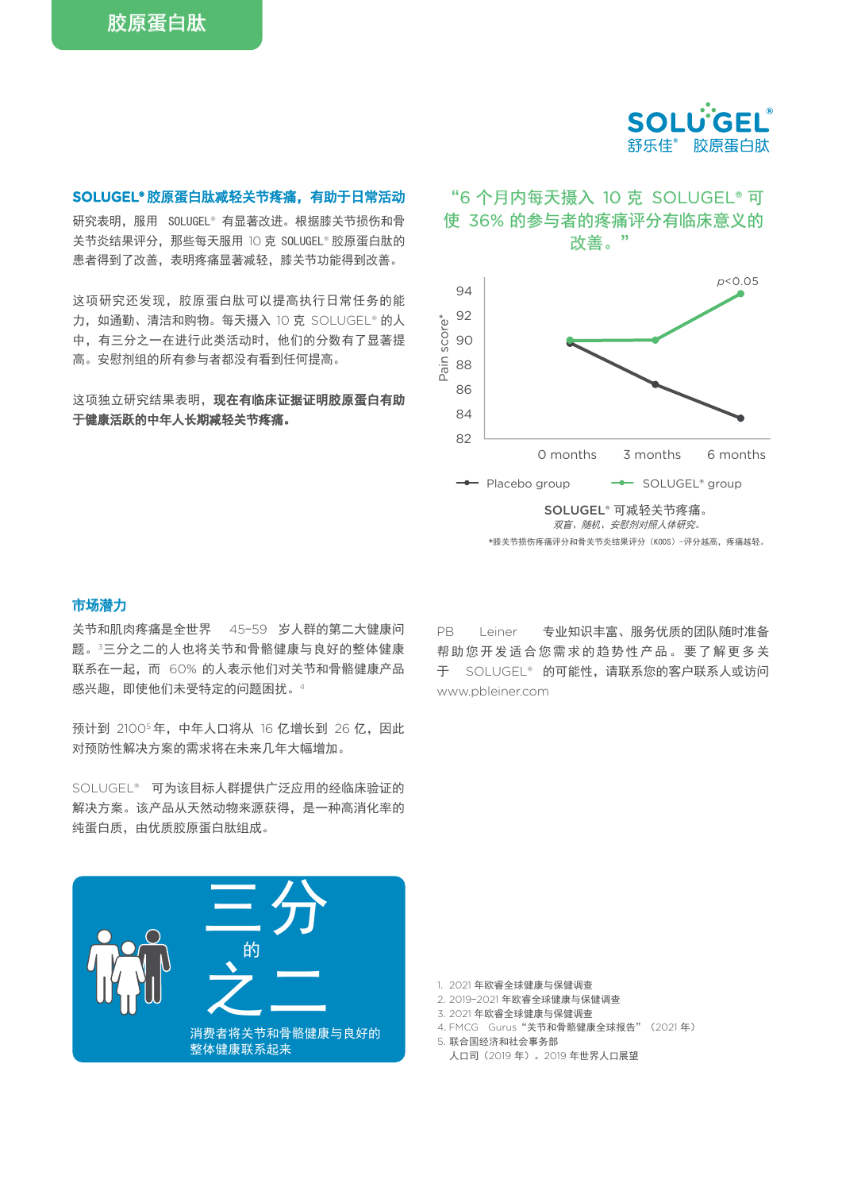胶原蛋白肽

SOLU GEL®
舒乐佳® 胶原蛋白肽

### SOLUGEL® 胶原蛋白肽减轻关节疼痛，有助于日常活动

研究表明，服用 SOLUGEL® 有显著改进。根据膝关节损伤和骨关节炎结果评分，那些每天服用 10 克 SOLUGEL® 胶原蛋白肽的患者得到了改善，表明疼痛显著减轻，膝关节功能得到改善。

这项研究还发现，胶原蛋白肽可以提高执行日常任务的能力，如通勤、清洁和购物。每天摄入 10 克 SOLUGEL® 的人中，有三分之一在进行此类活动时，他们的分数有了显著提高。安慰剂组的所有参与者都没有看到任何提高。

这项独立研究结果表明，**现在有临床证据证明胶原蛋白有助于健康活跃的中年人长期减轻关节疼痛。**

"6 个月内每天摄入 10 克 SOLUGEL® 可使 36% 的参与者的疼痛评分有临床意义的改善。"

| | 0 months | 3 months | 6 months |
| --- | --- | --- | --- |
| Placebo group | ~90 | ~86.5 | ~84 |
| SOLUGEL® group | ~90 | ~90 | ~93.5 ($p<0.05$) |

Pain score*

**SOLUGEL® 可减轻关节疼痛。**
*双盲、随机、安慰剂对照人体研究。*

*膝关节损伤疼痛评分和骨关节炎结果评分（KOOS）-评分越高，疼痛越轻。

### 市场潜力

关节和肌肉疼痛是全世界 45-59 岁人群的第二大健康问题。[3]三分之二的人也将关节和骨骼健康与良好的整体健康联系在一起，而 60% 的人表示他们对关节和骨骼健康产品感兴趣，即使他们未受特定的问题困扰。[4]

预计到 2100[5] 年，中年人口将从 16 亿增长到 26 亿，因此对预防性解决方案的需求将在未来几年大幅增加。

SOLUGEL® 可为该目标人群提供广泛应用的经临床验证的解决方案。该产品从天然动物来源获得，是一种高消化率的纯蛋白质，由优质胶原蛋白肽组成。

PB Leiner 专业知识丰富、服务优质的团队随时准备帮助您开发适合您需求的趋势性产品。要了解更多关于 SOLUGEL® 的可能性，请联系您的客户联系人或访问 www.pbleiner.com

**三分之二**
消费者将关节和骨骼健康与良好的整体健康联系起来

1. 2021 年欧睿全球健康与保健调查
2. 2019-2021 年欧睿全球健康与保健调查
3. 2021 年欧睿全球健康与保健调查
4. FMCG Gurus "关节和骨骼健康全球报告"（2021 年）
5. 联合国经济和社会事务部
 人口司（2019 年）。2019 年世界人口展望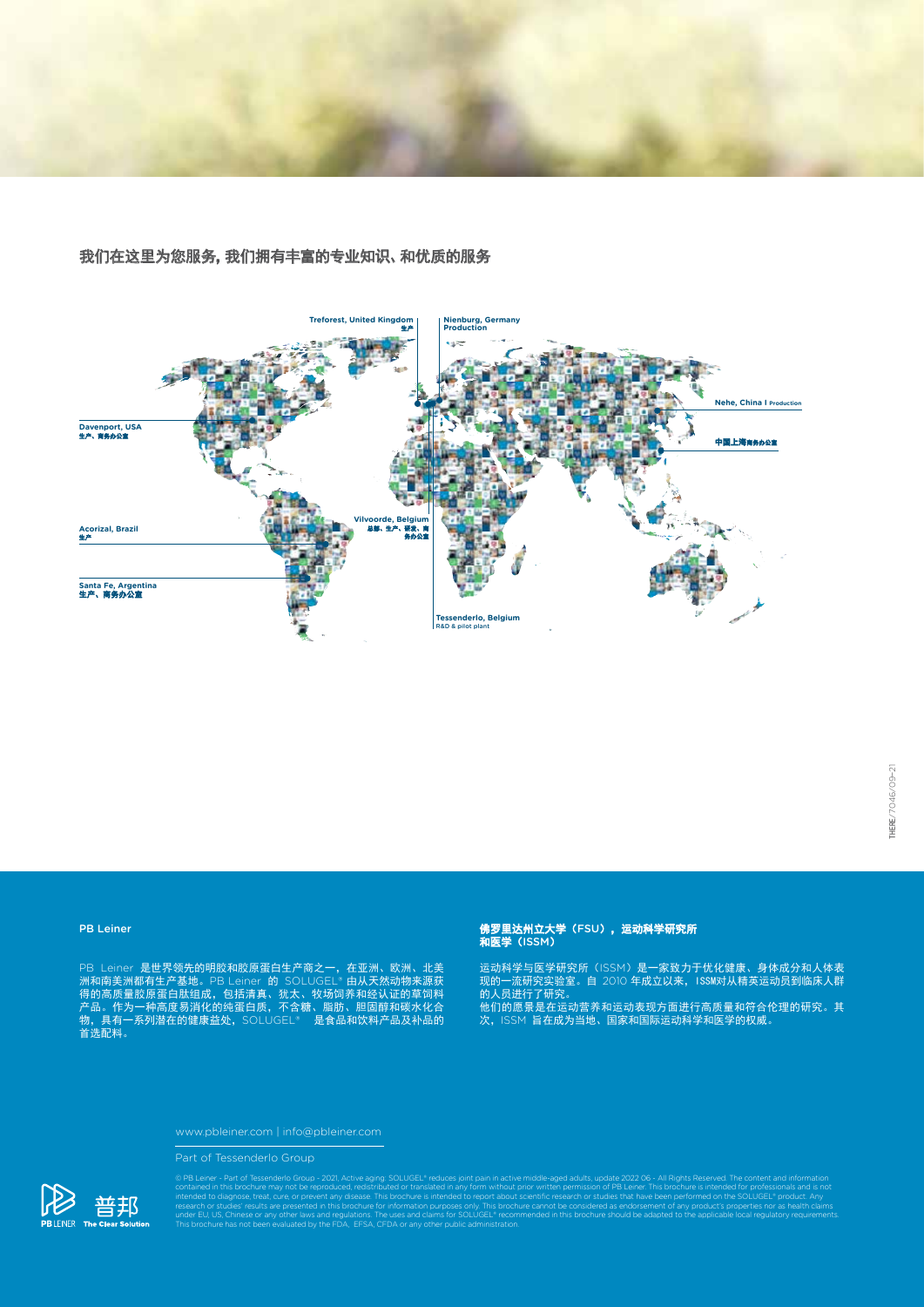## 我们在这里为您服务, 我们拥有丰富的专业知识、和优质的服务

Treforest, United Kingdom
生产

Nienburg, Germany
Production

Nehe, China I Production

中国上海商务办公室

Davenport, USA
生产、商务办公室

Vilvoorde, Belgium
总部、生产、研发、商务办公室

Acorizal, Brazil
生产

Santa Fe, Argentina
生产、商务办公室

Tessenderlo, Belgium
R&D & pilot plant

THERE/7046/09-21

### PB Leiner

PB Leiner 是世界领先的明胶和胶原蛋白生产商之一，在亚洲、欧洲、北美洲和南美洲都有生产基地。PB Leiner 的 SOLUGEL® 由从天然动物来源获得的高质量胶原蛋白肽组成，包括清真、犹太、牧场饲养和经认证的草饲料产品。作为一种高度易消化的纯蛋白质，不含糖、脂肪、胆固醇和碳水化合物，具有一系列潜在的健康益处，SOLUGEL® 是食品和饮料产品及补品的首选配料。

### 佛罗里达州立大学（FSU），运动科学研究所和医学（ISSM）

运动科学与医学研究所（ISSM）是一家致力于优化健康、身体成分和人体表现的一流研究实验室。自 2010 年成立以来，ISSM对从精英运动员到临床人群的人员进行了研究。
他们的愿景是在运动营养和运动表现方面进行高质量和符合伦理的研究。其次，ISSM 旨在成为当地、国家和国际运动科学和医学的权威。

www.pbleiner.com | info@pbleiner.com

Part of Tessenderlo Group

普邦
PB LEINER The Clear Solution

© PB Leiner - Part of Tessenderlo Group - 2021, Active aging: SOLUGEL® reduces joint pain in active middle-aged adults, update 2022 06 - All Rights Reserved. The content and information contained in this brochure may not be reproduced, redistributed or translated in any form without prior written permission of PB Leiner. This brochure is intended for professionals and is not intended to diagnose, treat, cure, or prevent any disease. This brochure is intended to report about scientific research or studies that have been performed on the SOLUGEL® product. Any research or studies' results are presented in this brochure for information purposes only. This brochure cannot be considered as endorsement of any product's properties nor as health claims under EU, US, Chinese or any other laws and regulations. The uses and claims for SOLUGEL® recommended in this brochure should be adapted to the applicable local regulatory requirements. This brochure has not been evaluated by the FDA, EFSA, CFDA or any other public administration.